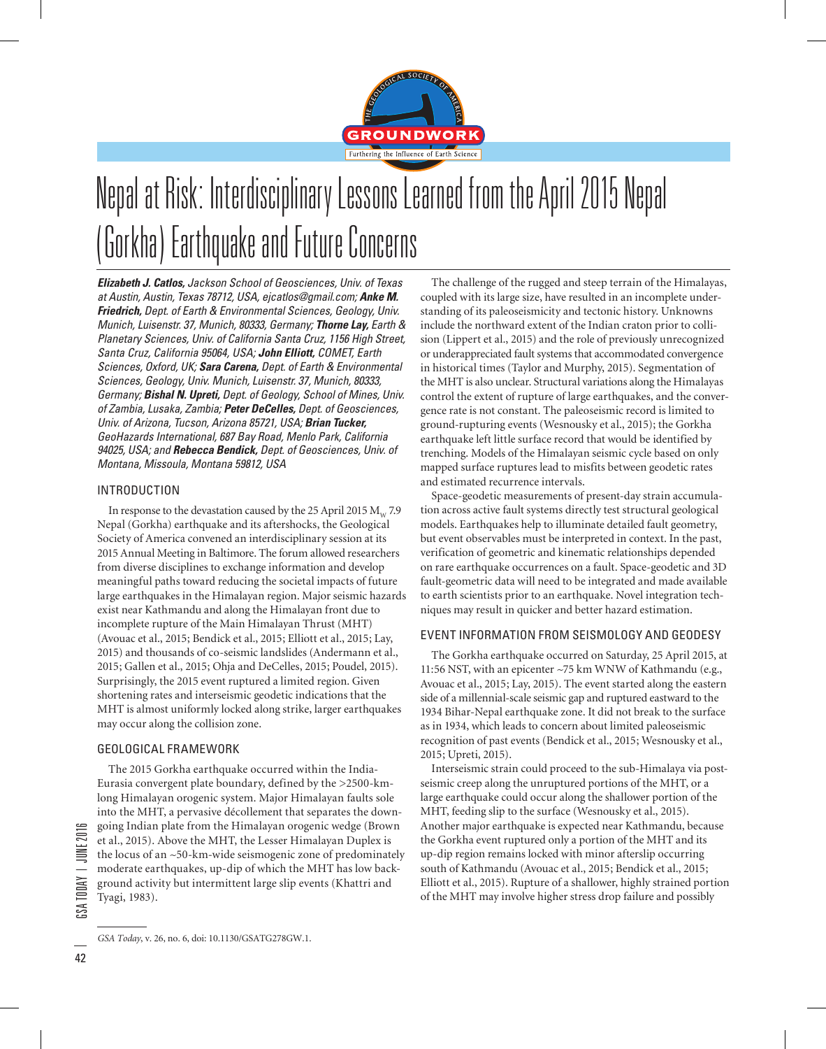# Nepal at Risk: Interdisciplinary Lessons Learned from the April 2015 Nepal (Gorkha) Earthquake and Future Concerns

***Elizabeth J. Catlos,*** *Jackson School of Geosciences, Univ. of Texas at Austin, Austin, Texas 78712, USA, ejcatlos@gmail.com;* ***Anke M. Friedrich,*** *Dept. of Earth & Environmental Sciences, Geology, Univ. Munich, Luisenstr. 37, Munich, 80333, Germany;* ***Thorne Lay,*** *Earth & Planetary Sciences, Univ. of California Santa Cruz, 1156 High Street, Santa Cruz, California 95064, USA;* ***John Elliott,*** *COMET, Earth Sciences, Oxford, UK;* ***Sara Carena,*** *Dept. of Earth & Environmental Sciences, Geology, Univ. Munich, Luisenstr. 37, Munich, 80333, Germany;* ***Bishal N. Upreti,*** *Dept. of Geology, School of Mines, Univ. of Zambia, Lusaka, Zambia;* ***Peter DeCelles,*** *Dept. of Geosciences, Univ. of Arizona, Tucson, Arizona 85721, USA;* ***Brian Tucker,*** *GeoHazards International, 687 Bay Road, Menlo Park, California 94025, USA; and* ***Rebecca Bendick,*** *Dept. of Geosciences, Univ. of Montana, Missoula, Montana 59812, USA*

## INTRODUCTION

In response to the devastation caused by the 25 April 2015 $M_W$ 7.9 Nepal (Gorkha) earthquake and its aftershocks, the Geological Society of America convened an interdisciplinary session at its 2015 Annual Meeting in Baltimore. The forum allowed researchers from diverse disciplines to exchange information and develop meaningful paths toward reducing the societal impacts of future large earthquakes in the Himalayan region. Major seismic hazards exist near Kathmandu and along the Himalayan front due to incomplete rupture of the Main Himalayan Thrust (MHT) (Avouac et al., 2015; Bendick et al., 2015; Elliott et al., 2015; Lay, 2015) and thousands of co-seismic landslides (Andermann et al., 2015; Gallen et al., 2015; Ohja and DeCelles, 2015; Poudel, 2015). Surprisingly, the 2015 event ruptured a limited region. Given shortening rates and interseismic geodetic indications that the MHT is almost uniformly locked along strike, larger earthquakes may occur along the collision zone.

## GEOLOGICAL FRAMEWORK

The 2015 Gorkha earthquake occurred within the India-Eurasia convergent plate boundary, defined by the >2500-km-long Himalayan orogenic system. Major Himalayan faults sole into the MHT, a pervasive décollement that separates the downgoing Indian plate from the Himalayan orogenic wedge (Brown et al., 2015). Above the MHT, the Lesser Himalayan Duplex is the locus of an ~50-km-wide seismogenic zone of predominately moderate earthquakes, up-dip of which the MHT has low background activity but intermittent large slip events (Khattri and Tyagi, 1983).

The challenge of the rugged and steep terrain of the Himalayas, coupled with its large size, have resulted in an incomplete understanding of its paleoseismicity and tectonic history. Unknowns include the northward extent of the Indian craton prior to collision (Lippert et al., 2015) and the role of previously unrecognized or underappreciated fault systems that accommodated convergence in historical times (Taylor and Murphy, 2015). Segmentation of the MHT is also unclear. Structural variations along the Himalayas control the extent of rupture of large earthquakes, and the convergence rate is not constant. The paleoseismic record is limited to ground-rupturing events (Wesnousky et al., 2015); the Gorkha earthquake left little surface record that would be identified by trenching. Models of the Himalayan seismic cycle based on only mapped surface ruptures lead to misfits between geodetic rates and estimated recurrence intervals.

Space-geodetic measurements of present-day strain accumulation across active fault systems directly test structural geological models. Earthquakes help to illuminate detailed fault geometry, but event observables must be interpreted in context. In the past, verification of geometric and kinematic relationships depended on rare earthquake occurrences on a fault. Space-geodetic and 3D fault-geometric data will need to be integrated and made available to earth scientists prior to an earthquake. Novel integration techniques may result in quicker and better hazard estimation.

## EVENT INFORMATION FROM SEISMOLOGY AND GEODESY

The Gorkha earthquake occurred on Saturday, 25 April 2015, at 11:56 NST, with an epicenter ~75 km WNW of Kathmandu (e.g., Avouac et al., 2015; Lay, 2015). The event started along the eastern side of a millennial-scale seismic gap and ruptured eastward to the 1934 Bihar-Nepal earthquake zone. It did not break to the surface as in 1934, which leads to concern about limited paleoseismic recognition of past events (Bendick et al., 2015; Wesnousky et al., 2015; Upreti, 2015).

Interseismic strain could proceed to the sub-Himalaya via post-seismic creep along the unruptured portions of the MHT, or a large earthquake could occur along the shallower portion of the MHT, feeding slip to the surface (Wesnousky et al., 2015). Another major earthquake is expected near Kathmandu, because the Gorkha event ruptured only a portion of the MHT and its up-dip region remains locked with minor afterslip occurring south of Kathmandu (Avouac et al., 2015; Bendick et al., 2015; Elliott et al., 2015). Rupture of a shallower, highly strained portion of the MHT may involve higher stress drop failure and possibly

*GSA Today*, v. 26, no. 6, doi: 10.1130/GSATG278GW.1.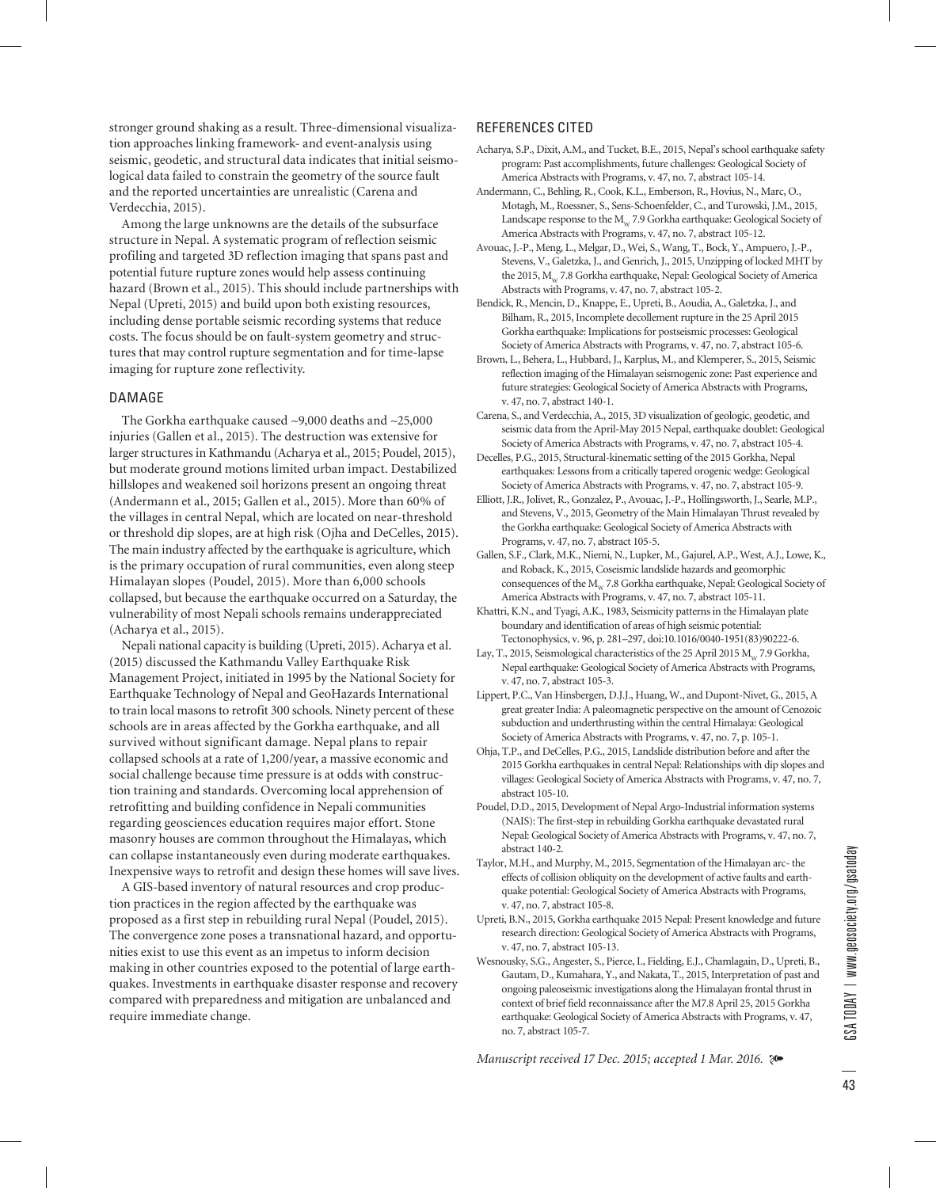stronger ground shaking as a result. Three-dimensional visualization approaches linking framework- and event-analysis using seismic, geodetic, and structural data indicates that initial seismological data failed to constrain the geometry of the source fault and the reported uncertainties are unrealistic (Carena and Verdecchia, 2015).

Among the large unknowns are the details of the subsurface structure in Nepal. A systematic program of reflection seismic profiling and targeted 3D reflection imaging that spans past and potential future rupture zones would help assess continuing hazard (Brown et al., 2015). This should include partnerships with Nepal (Upreti, 2015) and build upon both existing resources, including dense portable seismic recording systems that reduce costs. The focus should be on fault-system geometry and structures that may control rupture segmentation and for time-lapse imaging for rupture zone reflectivity.

## DAMAGE

The Gorkha earthquake caused ~9,000 deaths and ~25,000 injuries (Gallen et al., 2015). The destruction was extensive for larger structures in Kathmandu (Acharya et al., 2015; Poudel, 2015), but moderate ground motions limited urban impact. Destabilized hillslopes and weakened soil horizons present an ongoing threat (Andermann et al., 2015; Gallen et al., 2015). More than 60% of the villages in central Nepal, which are located on near-threshold or threshold dip slopes, are at high risk (Ojha and DeCelles, 2015). The main industry affected by the earthquake is agriculture, which is the primary occupation of rural communities, even along steep Himalayan slopes (Poudel, 2015). More than 6,000 schools collapsed, but because the earthquake occurred on a Saturday, the vulnerability of most Nepali schools remains underappreciated (Acharya et al., 2015).

Nepali national capacity is building (Upreti, 2015). Acharya et al. (2015) discussed the Kathmandu Valley Earthquake Risk Management Project, initiated in 1995 by the National Society for Earthquake Technology of Nepal and GeoHazards International to train local masons to retrofit 300 schools. Ninety percent of these schools are in areas affected by the Gorkha earthquake, and all survived without significant damage. Nepal plans to repair collapsed schools at a rate of 1,200/year, a massive economic and social challenge because time pressure is at odds with construction training and standards. Overcoming local apprehension of retrofitting and building confidence in Nepali communities regarding geosciences education requires major effort. Stone masonry houses are common throughout the Himalayas, which can collapse instantaneously even during moderate earthquakes. Inexpensive ways to retrofit and design these homes will save lives.

A GIS-based inventory of natural resources and crop production practices in the region affected by the earthquake was proposed as a first step in rebuilding rural Nepal (Poudel, 2015). The convergence zone poses a transnational hazard, and opportunities exist to use this event as an impetus to inform decision making in other countries exposed to the potential of large earthquakes. Investments in earthquake disaster response and recovery compared with preparedness and mitigation are unbalanced and require immediate change.

## REFERENCES CITED

Acharya, S.P., Dixit, A.M., and Tucket, B.E., 2015, Nepal's school earthquake safety program: Past accomplishments, future challenges: Geological Society of America Abstracts with Programs, v. 47, no. 7, abstract 105-14.

Andermann, C., Behling, R., Cook, K.L., Emberson, R., Hovius, N., Marc, O., Motagh, M., Roessner, S., Sens-Schoenfelder, C., and Turowski, J.M., 2015, Landscape response to the $M_W$ 7.9 Gorkha earthquake: Geological Society of America Abstracts with Programs, v. 47, no. 7, abstract 105-12.

Avouac, J.-P., Meng, L., Melgar, D., Wei, S., Wang, T., Bock, Y., Ampuero, J.-P., Stevens, V., Galetzka, J., and Genrich, J., 2015, Unzipping of locked MHT by the 2015, $M_W$ 7.8 Gorkha earthquake, Nepal: Geological Society of America Abstracts with Programs, v. 47, no. 7, abstract 105-2.

Bendick, R., Mencin, D., Knappe, E., Upreti, B., Aoudia, A., Galetzka, J., and Bilham, R., 2015, Incomplete decollement rupture in the 25 April 2015 Gorkha earthquake: Implications for postseismic processes: Geological Society of America Abstracts with Programs, v. 47, no. 7, abstract 105-6.

Brown, L., Behera, L., Hubbard, J., Karplus, M., and Klemperer, S., 2015, Seismic reflection imaging of the Himalayan seismogenic zone: Past experience and future strategies: Geological Society of America Abstracts with Programs, v. 47, no. 7, abstract 140-1.

Carena, S., and Verdecchia, A., 2015, 3D visualization of geologic, geodetic, and seismic data from the April-May 2015 Nepal, earthquake doublet: Geological Society of America Abstracts with Programs, v. 47, no. 7, abstract 105-4.

Decelles, P.G., 2015, Structural-kinematic setting of the 2015 Gorkha, Nepal earthquakes: Lessons from a critically tapered orogenic wedge: Geological Society of America Abstracts with Programs, v. 47, no. 7, abstract 105-9.

Elliott, J.R., Jolivet, R., Gonzalez, P., Avouac, J.-P., Hollingsworth, J., Searle, M.P., and Stevens, V., 2015, Geometry of the Main Himalayan Thrust revealed by the Gorkha earthquake: Geological Society of America Abstracts with Programs, v. 47, no. 7, abstract 105-5.

Gallen, S.F., Clark, M.K., Niemi, N., Lupker, M., Gajurel, A.P., West, A.J., Lowe, K., and Roback, K., 2015, Coseismic landslide hazards and geomorphic consequences of the $M_W$ 7.8 Gorkha earthquake, Nepal: Geological Society of America Abstracts with Programs, v. 47, no. 7, abstract 105-11.

Khattri, K.N., and Tyagi, A.K., 1983, Seismicity patterns in the Himalayan plate boundary and identification of areas of high seismic potential: Tectonophysics, v. 96, p. 281–297, doi:10.1016/0040-1951(83)90222-6.

Lay, T., 2015, Seismological characteristics of the 25 April 2015 $M_W$ 7.9 Gorkha, Nepal earthquake: Geological Society of America Abstracts with Programs, v. 47, no. 7, abstract 105-3.

Lippert, P.C., Van Hinsbergen, D.J.J., Huang, W., and Dupont-Nivet, G., 2015, A great greater India: A paleomagnetic perspective on the amount of Cenozoic subduction and underthrusting within the central Himalaya: Geological Society of America Abstracts with Programs, v. 47, no. 7, p. 105-1.

Ohja, T.P., and DeCelles, P.G., 2015, Landslide distribution before and after the 2015 Gorkha earthquakes in central Nepal: Relationships with dip slopes and villages: Geological Society of America Abstracts with Programs, v. 47, no. 7, abstract 105-10.

Poudel, D.D., 2015, Development of Nepal Argo-Industrial information systems (NAIS): The first-step in rebuilding Gorkha earthquake devastated rural Nepal: Geological Society of America Abstracts with Programs, v. 47, no. 7, abstract 140-2.

Taylor, M.H., and Murphy, M., 2015, Segmentation of the Himalayan arc- the effects of collision obliquity on the development of active faults and earthquake potential: Geological Society of America Abstracts with Programs, v. 47, no. 7, abstract 105-8.

Upreti, B.N., 2015, Gorkha earthquake 2015 Nepal: Present knowledge and future research direction: Geological Society of America Abstracts with Programs, v. 47, no. 7, abstract 105-13.

Wesnousky, S.G., Angester, S., Pierce, I., Fielding, E.J., Chamlagain, D., Upreti, B., Gautam, D., Kumahara, Y., and Nakata, T., 2015, Interpretation of past and ongoing paleoseismic investigations along the Himalayan frontal thrust in context of brief field reconnaissance after the M7.8 April 25, 2015 Gorkha earthquake: Geological Society of America Abstracts with Programs, v. 47, no. 7, abstract 105-7.

*Manuscript received 17 Dec. 2015; accepted 1 Mar. 2016.*